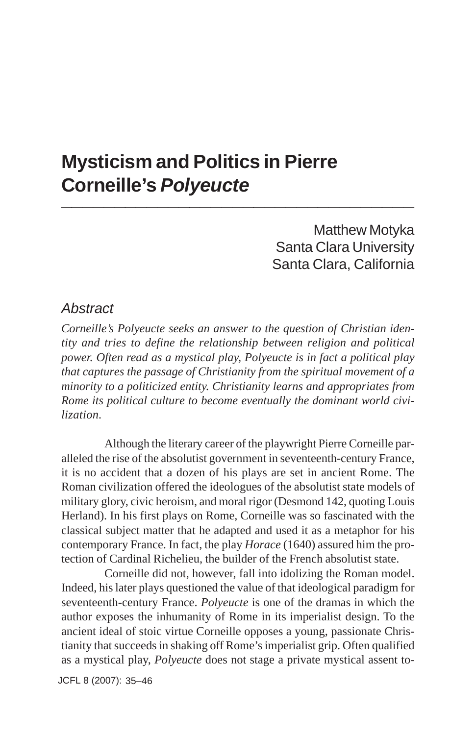# Mysticism and Politics in Pierre Corneille's *Polyeucte*

Matthew Motyka
Santa Clara University
Santa Clara, California

## *Abstract*

*Corneille's Polyeucte seeks an answer to the question of Christian identity and tries to define the relationship between religion and political power. Often read as a mystical play, Polyeucte is in fact a political play that captures the passage of Christianity from the spiritual movement of a minority to a politicized entity. Christianity learns and appropriates from Rome its political culture to become eventually the dominant world civilization.*

Although the literary career of the playwright Pierre Corneille paralleled the rise of the absolutist government in seventeenth-century France, it is no accident that a dozen of his plays are set in ancient Rome. The Roman civilization offered the ideologues of the absolutist state models of military glory, civic heroism, and moral rigor (Desmond 142, quoting Louis Herland). In his first plays on Rome, Corneille was so fascinated with the classical subject matter that he adapted and used it as a metaphor for his contemporary France. In fact, the play *Horace* (1640) assured him the protection of Cardinal Richelieu, the builder of the French absolutist state.

Corneille did not, however, fall into idolizing the Roman model. Indeed, his later plays questioned the value of that ideological paradigm for seventeenth-century France. *Polyeucte* is one of the dramas in which the author exposes the inhumanity of Rome in its imperialist design. To the ancient ideal of stoic virtue Corneille opposes a young, passionate Christianity that succeeds in shaking off Rome's imperialist grip. Often qualified as a mystical play, *Polyeucte* does not stage a private mystical assent to-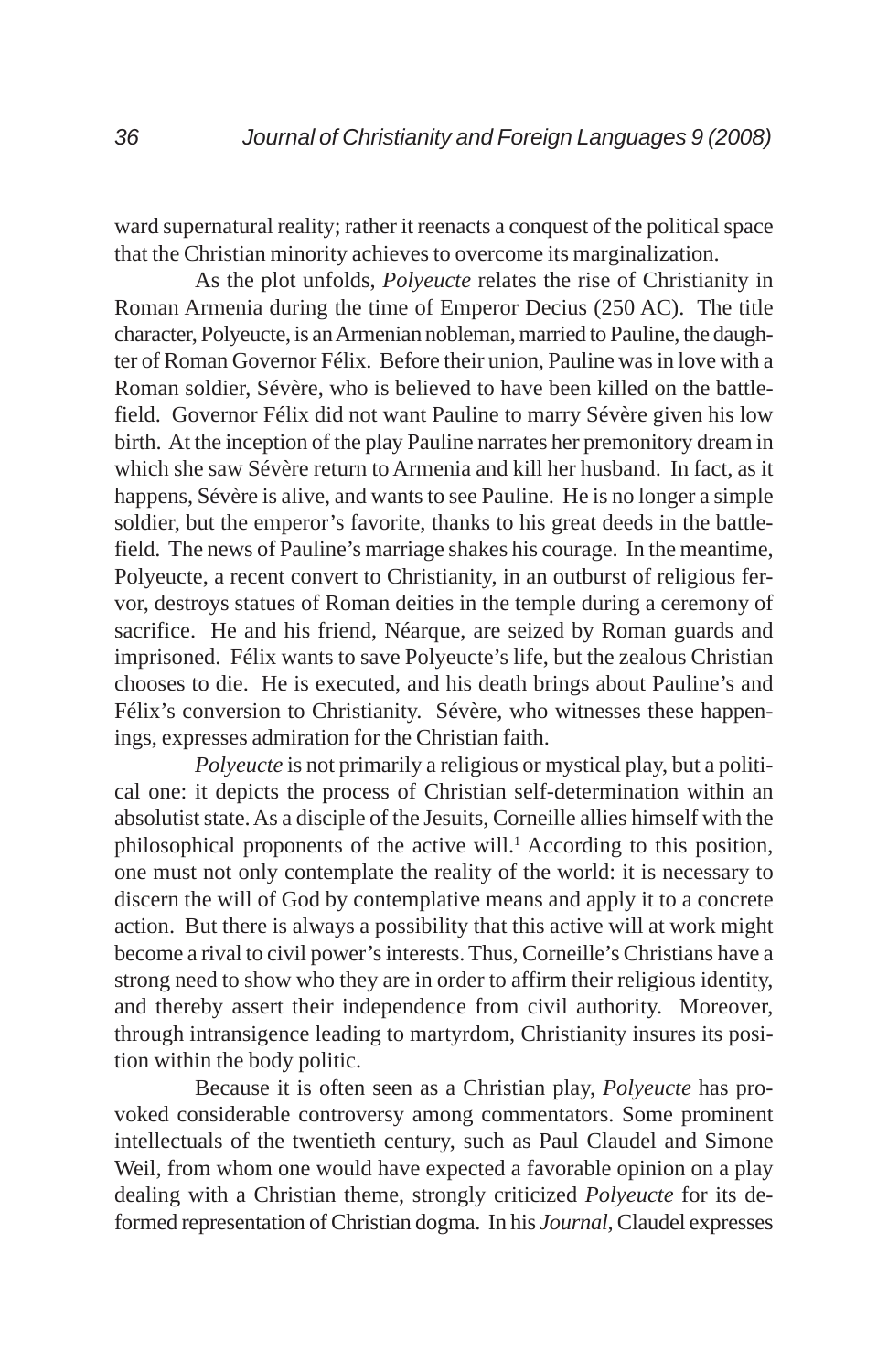ward supernatural reality; rather it reenacts a conquest of the political space that the Christian minority achieves to overcome its marginalization.

As the plot unfolds, *Polyeucte* relates the rise of Christianity in Roman Armenia during the time of Emperor Decius (250 AC). The title character, Polyeucte, is an Armenian nobleman, married to Pauline, the daughter of Roman Governor Félix. Before their union, Pauline was in love with a Roman soldier, Sévère, who is believed to have been killed on the battlefield. Governor Félix did not want Pauline to marry Sévère given his low birth. At the inception of the play Pauline narrates her premonitory dream in which she saw Sévère return to Armenia and kill her husband. In fact, as it happens, Sévère is alive, and wants to see Pauline. He is no longer a simple soldier, but the emperor's favorite, thanks to his great deeds in the battlefield. The news of Pauline's marriage shakes his courage. In the meantime, Polyeucte, a recent convert to Christianity, in an outburst of religious fervor, destroys statues of Roman deities in the temple during a ceremony of sacrifice. He and his friend, Néarque, are seized by Roman guards and imprisoned. Félix wants to save Polyeucte's life, but the zealous Christian chooses to die. He is executed, and his death brings about Pauline's and Félix's conversion to Christianity. Sévère, who witnesses these happenings, expresses admiration for the Christian faith.

*Polyeucte* is not primarily a religious or mystical play, but a political one: it depicts the process of Christian self-determination within an absolutist state. As a disciple of the Jesuits, Corneille allies himself with the philosophical proponents of the active will.[1] According to this position, one must not only contemplate the reality of the world: it is necessary to discern the will of God by contemplative means and apply it to a concrete action. But there is always a possibility that this active will at work might become a rival to civil power's interests. Thus, Corneille's Christians have a strong need to show who they are in order to affirm their religious identity, and thereby assert their independence from civil authority. Moreover, through intransigence leading to martyrdom, Christianity insures its position within the body politic.

Because it is often seen as a Christian play, *Polyeucte* has provoked considerable controversy among commentators. Some prominent intellectuals of the twentieth century, such as Paul Claudel and Simone Weil, from whom one would have expected a favorable opinion on a play dealing with a Christian theme, strongly criticized *Polyeucte* for its deformed representation of Christian dogma. In his *Journal,* Claudel expresses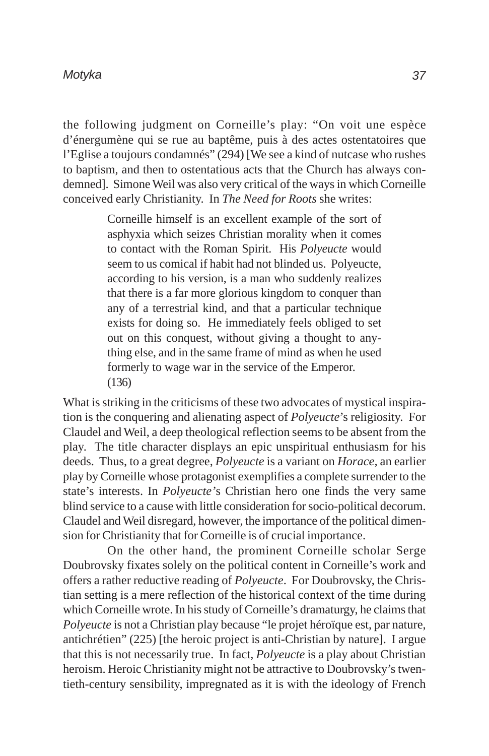the following judgment on Corneille's play: "On voit une espèce d'énergumène qui se rue au baptême, puis à des actes ostentatoires que l'Eglise a toujours condamnés" (294) [We see a kind of nutcase who rushes to baptism, and then to ostentatious acts that the Church has always condemned]. Simone Weil was also very critical of the ways in which Corneille conceived early Christianity. In *The Need for Roots* she writes:

> Corneille himself is an excellent example of the sort of asphyxia which seizes Christian morality when it comes to contact with the Roman Spirit. His *Polyeucte* would seem to us comical if habit had not blinded us. Polyeucte, according to his version, is a man who suddenly realizes that there is a far more glorious kingdom to conquer than any of a terrestrial kind, and that a particular technique exists for doing so. He immediately feels obliged to set out on this conquest, without giving a thought to anything else, and in the same frame of mind as when he used formerly to wage war in the service of the Emperor. (136)

What is striking in the criticisms of these two advocates of mystical inspiration is the conquering and alienating aspect of *Polyeucte*'s religiosity. For Claudel and Weil, a deep theological reflection seems to be absent from the play. The title character displays an epic unspiritual enthusiasm for his deeds. Thus, to a great degree, *Polyeucte* is a variant on *Horace*, an earlier play by Corneille whose protagonist exemplifies a complete surrender to the state's interests. In *Polyeucte*'s Christian hero one finds the very same blind service to a cause with little consideration for socio-political decorum. Claudel and Weil disregard, however, the importance of the political dimension for Christianity that for Corneille is of crucial importance.

On the other hand, the prominent Corneille scholar Serge Doubrovsky fixates solely on the political content in Corneille's work and offers a rather reductive reading of *Polyeucte*. For Doubrovsky, the Christian setting is a mere reflection of the historical context of the time during which Corneille wrote. In his study of Corneille's dramaturgy, he claims that *Polyeucte* is not a Christian play because "le projet héroïque est, par nature, antichrétien" (225) [the heroic project is anti-Christian by nature]. I argue that this is not necessarily true. In fact, *Polyeucte* is a play about Christian heroism. Heroic Christianity might not be attractive to Doubrovsky's twentieth-century sensibility, impregnated as it is with the ideology of French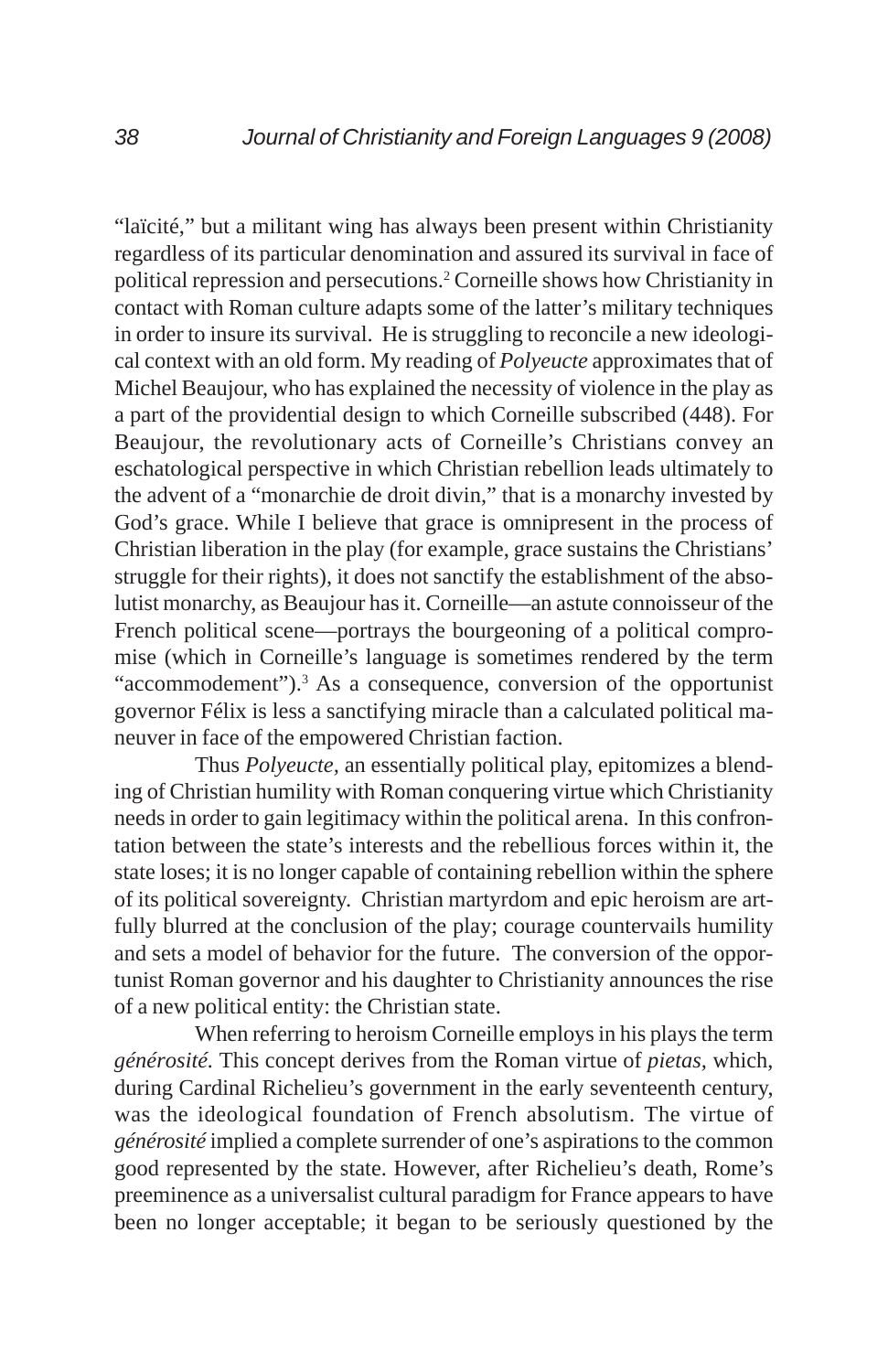"laïcité," but a militant wing has always been present within Christianity regardless of its particular denomination and assured its survival in face of political repression and persecutions.[2] Corneille shows how Christianity in contact with Roman culture adapts some of the latter's military techniques in order to insure its survival. He is struggling to reconcile a new ideological context with an old form. My reading of *Polyeucte* approximates that of Michel Beaujour, who has explained the necessity of violence in the play as a part of the providential design to which Corneille subscribed (448). For Beaujour, the revolutionary acts of Corneille's Christians convey an eschatological perspective in which Christian rebellion leads ultimately to the advent of a "monarchie de droit divin," that is a monarchy invested by God's grace. While I believe that grace is omnipresent in the process of Christian liberation in the play (for example, grace sustains the Christians' struggle for their rights), it does not sanctify the establishment of the absolutist monarchy, as Beaujour has it. Corneille—an astute connoisseur of the French political scene—portrays the bourgeoning of a political compromise (which in Corneille's language is sometimes rendered by the term "accommodement").[3] As a consequence, conversion of the opportunist governor Félix is less a sanctifying miracle than a calculated political maneuver in face of the empowered Christian faction.

Thus *Polyeucte,* an essentially political play, epitomizes a blending of Christian humility with Roman conquering virtue which Christianity needs in order to gain legitimacy within the political arena. In this confrontation between the state's interests and the rebellious forces within it, the state loses; it is no longer capable of containing rebellion within the sphere of its political sovereignty. Christian martyrdom and epic heroism are artfully blurred at the conclusion of the play; courage countervails humility and sets a model of behavior for the future. The conversion of the opportunist Roman governor and his daughter to Christianity announces the rise of a new political entity: the Christian state.

When referring to heroism Corneille employs in his plays the term *générosité.* This concept derives from the Roman virtue of *pietas,* which, during Cardinal Richelieu's government in the early seventeenth century, was the ideological foundation of French absolutism. The virtue of *générosité* implied a complete surrender of one's aspirations to the common good represented by the state. However, after Richelieu's death, Rome's preeminence as a universalist cultural paradigm for France appears to have been no longer acceptable; it began to be seriously questioned by the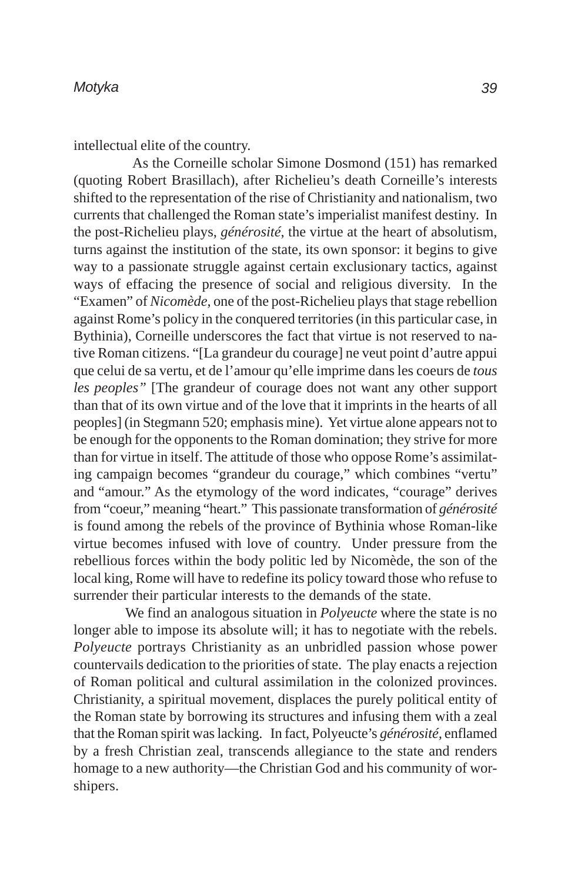intellectual elite of the country.

As the Corneille scholar Simone Dosmond (151) has remarked (quoting Robert Brasillach), after Richelieu's death Corneille's interests shifted to the representation of the rise of Christianity and nationalism, two currents that challenged the Roman state's imperialist manifest destiny. In the post-Richelieu plays, *générosité*, the virtue at the heart of absolutism, turns against the institution of the state, its own sponsor: it begins to give way to a passionate struggle against certain exclusionary tactics, against ways of effacing the presence of social and religious diversity. In the "Examen" of *Nicomède*, one of the post-Richelieu plays that stage rebellion against Rome's policy in the conquered territories (in this particular case, in Bythinia), Corneille underscores the fact that virtue is not reserved to native Roman citizens. "[La grandeur du courage] ne veut point d'autre appui que celui de sa vertu, et de l'amour qu'elle imprime dans les coeurs de *tous les peoples"* [The grandeur of courage does not want any other support than that of its own virtue and of the love that it imprints in the hearts of all peoples] (in Stegmann 520; emphasis mine). Yet virtue alone appears not to be enough for the opponents to the Roman domination; they strive for more than for virtue in itself. The attitude of those who oppose Rome's assimilating campaign becomes "grandeur du courage," which combines "vertu" and "amour." As the etymology of the word indicates, "courage" derives from "coeur," meaning "heart." This passionate transformation of *générosité* is found among the rebels of the province of Bythinia whose Roman-like virtue becomes infused with love of country. Under pressure from the rebellious forces within the body politic led by Nicomède, the son of the local king, Rome will have to redefine its policy toward those who refuse to surrender their particular interests to the demands of the state.

We find an analogous situation in *Polyeucte* where the state is no longer able to impose its absolute will; it has to negotiate with the rebels. *Polyeucte* portrays Christianity as an unbridled passion whose power countervails dedication to the priorities of state. The play enacts a rejection of Roman political and cultural assimilation in the colonized provinces. Christianity, a spiritual movement, displaces the purely political entity of the Roman state by borrowing its structures and infusing them with a zeal that the Roman spirit was lacking. In fact, Polyeucte's *générosité,* enflamed by a fresh Christian zeal, transcends allegiance to the state and renders homage to a new authority—the Christian God and his community of worshipers.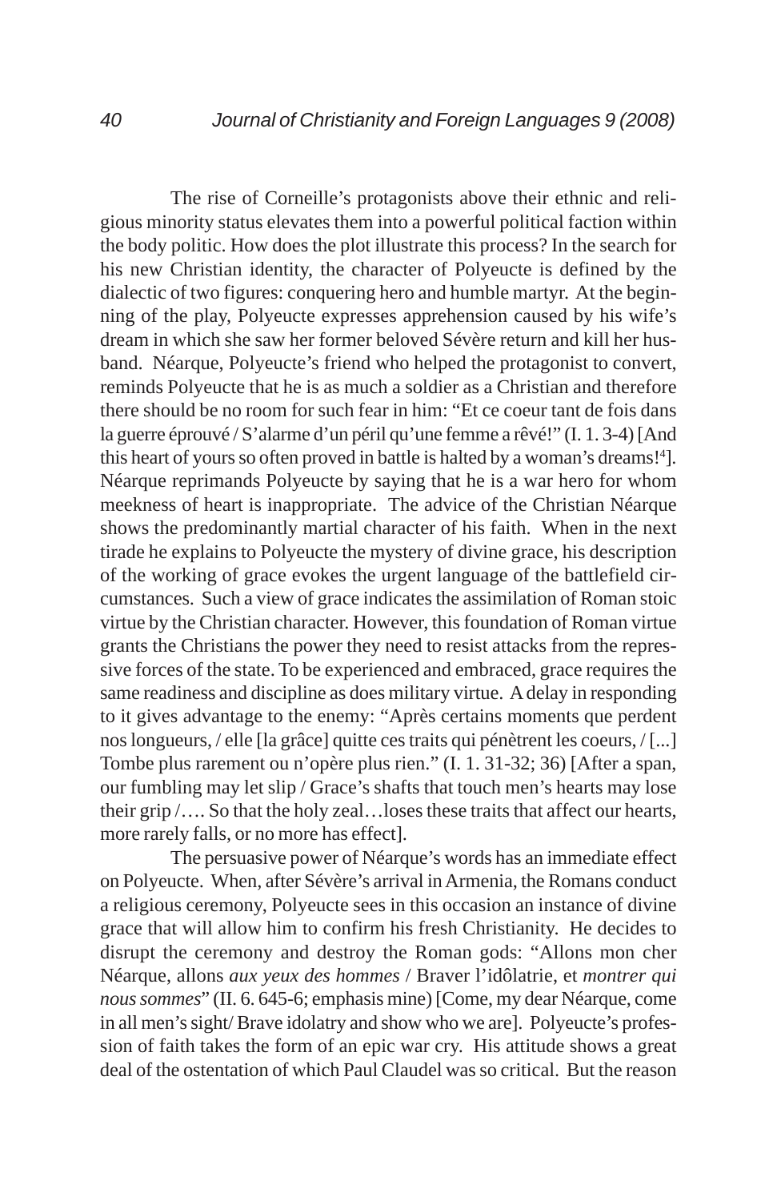The rise of Corneille's protagonists above their ethnic and religious minority status elevates them into a powerful political faction within the body politic. How does the plot illustrate this process? In the search for his new Christian identity, the character of Polyeucte is defined by the dialectic of two figures: conquering hero and humble martyr. At the beginning of the play, Polyeucte expresses apprehension caused by his wife's dream in which she saw her former beloved Sévère return and kill her husband. Néarque, Polyeucte's friend who helped the protagonist to convert, reminds Polyeucte that he is as much a soldier as a Christian and therefore there should be no room for such fear in him: "Et ce coeur tant de fois dans la guerre éprouvé / S'alarme d'un péril qu'une femme a rêvé!" (I. 1. 3-4) [And this heart of yours so often proved in battle is halted by a woman's dreams![4]]. Néarque reprimands Polyeucte by saying that he is a war hero for whom meekness of heart is inappropriate. The advice of the Christian Néarque shows the predominantly martial character of his faith. When in the next tirade he explains to Polyeucte the mystery of divine grace, his description of the working of grace evokes the urgent language of the battlefield circumstances. Such a view of grace indicates the assimilation of Roman stoic virtue by the Christian character. However, this foundation of Roman virtue grants the Christians the power they need to resist attacks from the repressive forces of the state. To be experienced and embraced, grace requires the same readiness and discipline as does military virtue. A delay in responding to it gives advantage to the enemy: "Après certains moments que perdent nos longueurs, / elle [la grâce] quitte ces traits qui pénètrent les coeurs, / [...] Tombe plus rarement ou n'opère plus rien." (I. 1. 31-32; 36) [After a span, our fumbling may let slip / Grace's shafts that touch men's hearts may lose their grip /…. So that the holy zeal…loses these traits that affect our hearts, more rarely falls, or no more has effect].

The persuasive power of Néarque's words has an immediate effect on Polyeucte. When, after Sévère's arrival in Armenia, the Romans conduct a religious ceremony, Polyeucte sees in this occasion an instance of divine grace that will allow him to confirm his fresh Christianity. He decides to disrupt the ceremony and destroy the Roman gods: "Allons mon cher Néarque, allons *aux yeux des hommes* / Braver l'idôlatrie, et *montrer qui nous sommes*" (II. 6. 645-6; emphasis mine) [Come, my dear Néarque, come in all men's sight/ Brave idolatry and show who we are]. Polyeucte's profession of faith takes the form of an epic war cry. His attitude shows a great deal of the ostentation of which Paul Claudel was so critical. But the reason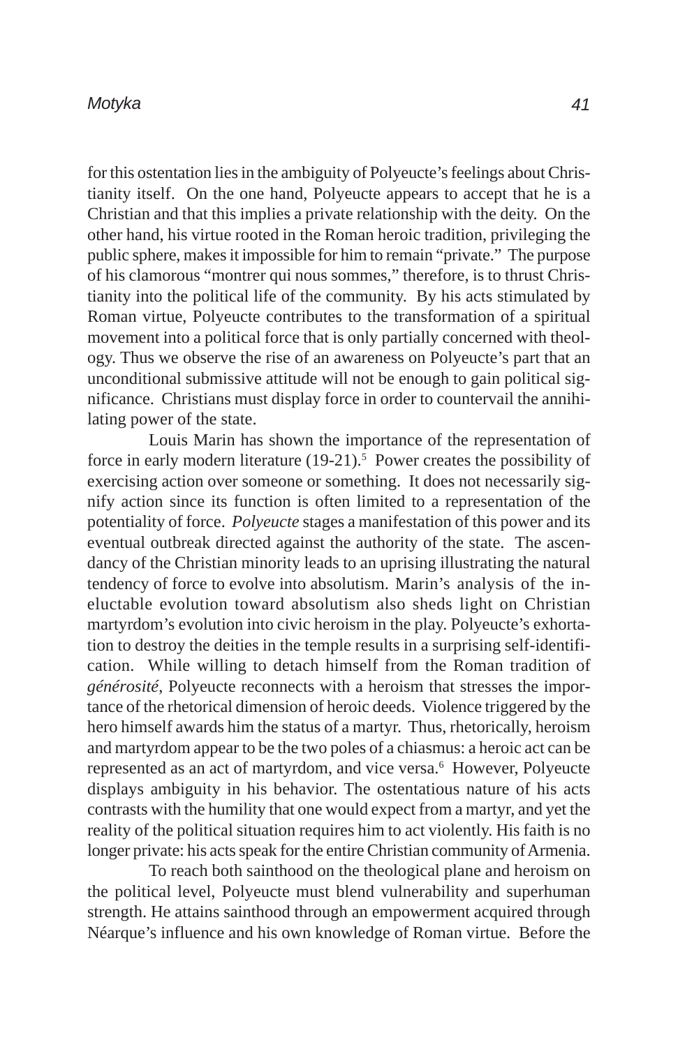for this ostentation lies in the ambiguity of Polyeucte's feelings about Christianity itself. On the one hand, Polyeucte appears to accept that he is a Christian and that this implies a private relationship with the deity. On the other hand, his virtue rooted in the Roman heroic tradition, privileging the public sphere, makes it impossible for him to remain "private." The purpose of his clamorous "montrer qui nous sommes," therefore, is to thrust Christianity into the political life of the community. By his acts stimulated by Roman virtue, Polyeucte contributes to the transformation of a spiritual movement into a political force that is only partially concerned with theology. Thus we observe the rise of an awareness on Polyeucte's part that an unconditional submissive attitude will not be enough to gain political significance. Christians must display force in order to countervail the annihilating power of the state.

Louis Marin has shown the importance of the representation of force in early modern literature (19-21).[5] Power creates the possibility of exercising action over someone or something. It does not necessarily signify action since its function is often limited to a representation of the potentiality of force. *Polyeucte* stages a manifestation of this power and its eventual outbreak directed against the authority of the state. The ascendancy of the Christian minority leads to an uprising illustrating the natural tendency of force to evolve into absolutism. Marin's analysis of the ineluctable evolution toward absolutism also sheds light on Christian martyrdom's evolution into civic heroism in the play. Polyeucte's exhortation to destroy the deities in the temple results in a surprising self-identification. While willing to detach himself from the Roman tradition of *générosité*, Polyeucte reconnects with a heroism that stresses the importance of the rhetorical dimension of heroic deeds. Violence triggered by the hero himself awards him the status of a martyr. Thus, rhetorically, heroism and martyrdom appear to be the two poles of a chiasmus: a heroic act can be represented as an act of martyrdom, and vice versa.[6] However, Polyeucte displays ambiguity in his behavior. The ostentatious nature of his acts contrasts with the humility that one would expect from a martyr, and yet the reality of the political situation requires him to act violently. His faith is no longer private: his acts speak for the entire Christian community of Armenia.

To reach both sainthood on the theological plane and heroism on the political level, Polyeucte must blend vulnerability and superhuman strength. He attains sainthood through an empowerment acquired through Néarque's influence and his own knowledge of Roman virtue. Before the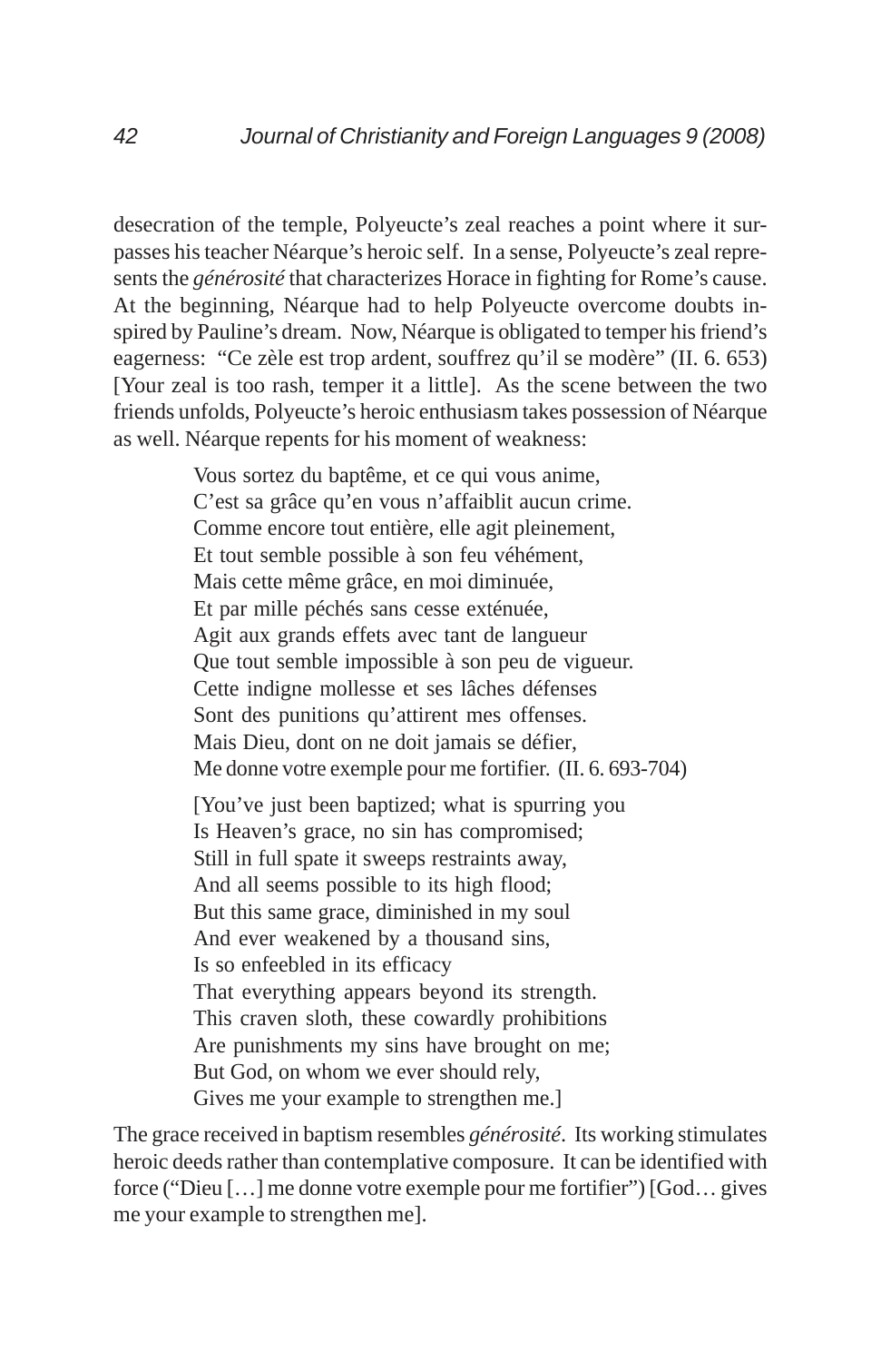desecration of the temple, Polyeucte's zeal reaches a point where it surpasses his teacher Néarque's heroic self. In a sense, Polyeucte's zeal represents the *générosité* that characterizes Horace in fighting for Rome's cause. At the beginning, Néarque had to help Polyeucte overcome doubts inspired by Pauline's dream. Now, Néarque is obligated to temper his friend's eagerness: "Ce zèle est trop ardent, souffrez qu'il se modère" (II. 6. 653) [Your zeal is too rash, temper it a little]. As the scene between the two friends unfolds, Polyeucte's heroic enthusiasm takes possession of Néarque as well. Néarque repents for his moment of weakness:

> Vous sortez du baptême, et ce qui vous anime,  
> C'est sa grâce qu'en vous n'affaiblit aucun crime.  
> Comme encore tout entière, elle agit pleinement,  
> Et tout semble possible à son feu véhément,  
> Mais cette même grâce, en moi diminuée,  
> Et par mille péchés sans cesse exténuée,  
> Agit aux grands effets avec tant de langueur  
> Que tout semble impossible à son peu de vigueur.  
> Cette indigne mollesse et ses lâches défenses  
> Sont des punitions qu'attirent mes offenses.  
> Mais Dieu, dont on ne doit jamais se défier,  
> Me donne votre exemple pour me fortifier. (II. 6. 693-704)
>
> [You've just been baptized; what is spurring you  
> Is Heaven's grace, no sin has compromised;  
> Still in full spate it sweeps restraints away,  
> And all seems possible to its high flood;  
> But this same grace, diminished in my soul  
> And ever weakened by a thousand sins,  
> Is so enfeebled in its efficacy  
> That everything appears beyond its strength.  
> This craven sloth, these cowardly prohibitions  
> Are punishments my sins have brought on me;  
> But God, on whom we ever should rely,  
> Gives me your example to strengthen me.]

The grace received in baptism resembles *générosité*. Its working stimulates heroic deeds rather than contemplative composure. It can be identified with force ("Dieu […] me donne votre exemple pour me fortifier") [God… gives me your example to strengthen me].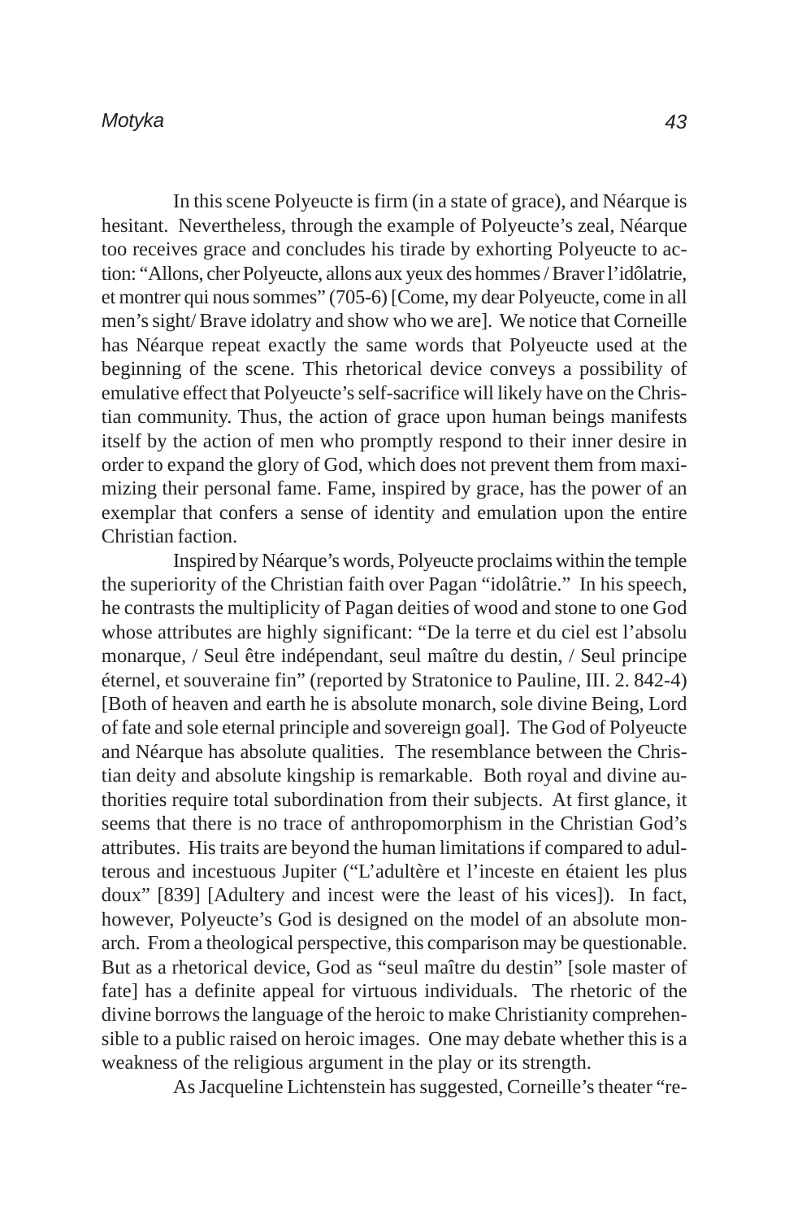In this scene Polyeucte is firm (in a state of grace), and Néarque is hesitant. Nevertheless, through the example of Polyeucte's zeal, Néarque too receives grace and concludes his tirade by exhorting Polyeucte to action: "Allons, cher Polyeucte, allons aux yeux des hommes / Braver l'idôlatrie, et montrer qui nous sommes" (705-6) [Come, my dear Polyeucte, come in all men's sight/ Brave idolatry and show who we are]. We notice that Corneille has Néarque repeat exactly the same words that Polyeucte used at the beginning of the scene. This rhetorical device conveys a possibility of emulative effect that Polyeucte's self-sacrifice will likely have on the Christian community. Thus, the action of grace upon human beings manifests itself by the action of men who promptly respond to their inner desire in order to expand the glory of God, which does not prevent them from maximizing their personal fame. Fame, inspired by grace, has the power of an exemplar that confers a sense of identity and emulation upon the entire Christian faction.

Inspired by Néarque's words, Polyeucte proclaims within the temple the superiority of the Christian faith over Pagan "idolâtrie." In his speech, he contrasts the multiplicity of Pagan deities of wood and stone to one God whose attributes are highly significant: "De la terre et du ciel est l'absolu monarque, / Seul être indépendant, seul maître du destin, / Seul principe éternel, et souveraine fin" (reported by Stratonice to Pauline, III. 2. 842-4) [Both of heaven and earth he is absolute monarch, sole divine Being, Lord of fate and sole eternal principle and sovereign goal]. The God of Polyeucte and Néarque has absolute qualities. The resemblance between the Christian deity and absolute kingship is remarkable. Both royal and divine authorities require total subordination from their subjects. At first glance, it seems that there is no trace of anthropomorphism in the Christian God's attributes. His traits are beyond the human limitations if compared to adulterous and incestuous Jupiter ("L'adultère et l'inceste en étaient les plus doux" [839] [Adultery and incest were the least of his vices]). In fact, however, Polyeucte's God is designed on the model of an absolute monarch. From a theological perspective, this comparison may be questionable. But as a rhetorical device, God as "seul maître du destin" [sole master of fate] has a definite appeal for virtuous individuals. The rhetoric of the divine borrows the language of the heroic to make Christianity comprehensible to a public raised on heroic images. One may debate whether this is a weakness of the religious argument in the play or its strength.

As Jacqueline Lichtenstein has suggested, Corneille's theater "re-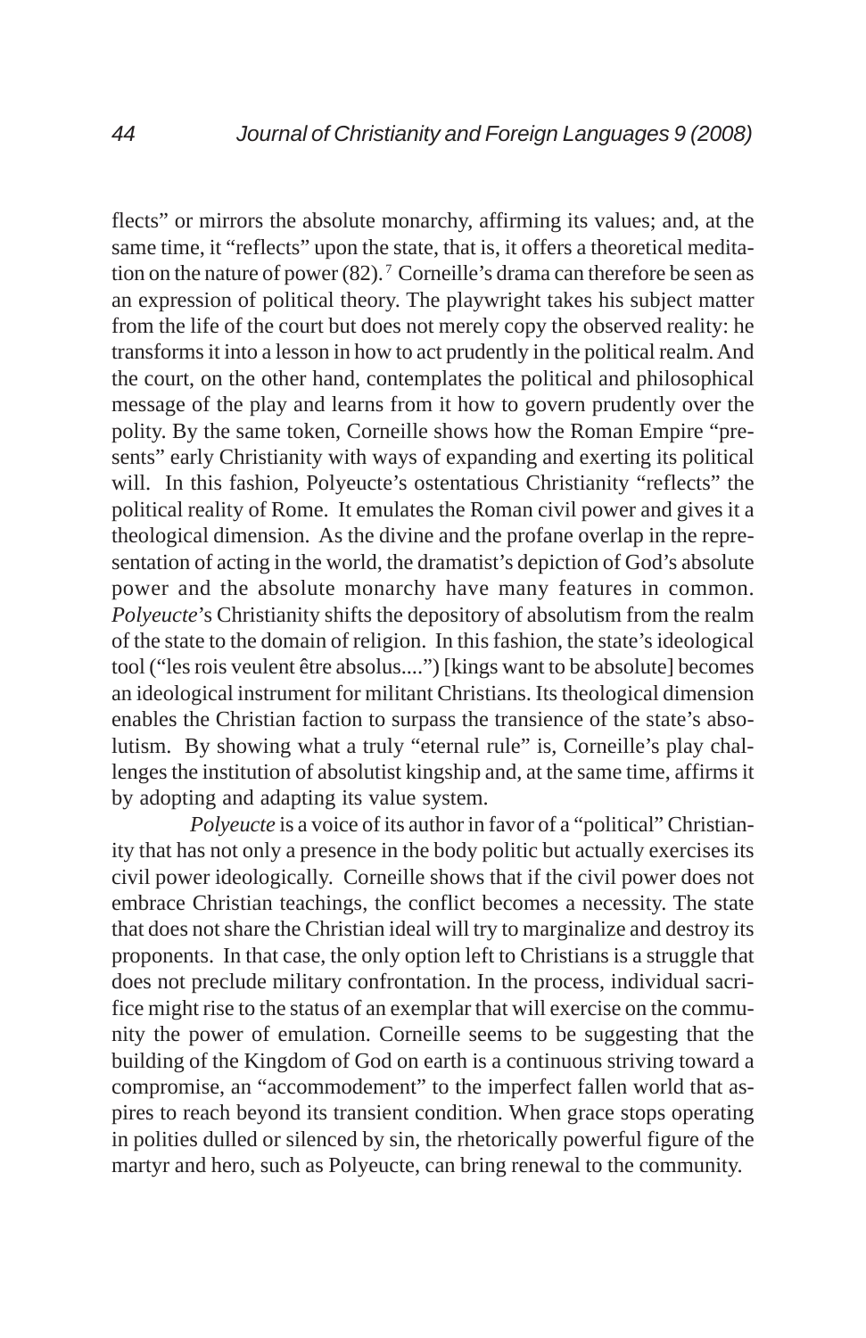flects" or mirrors the absolute monarchy, affirming its values; and, at the same time, it "reflects" upon the state, that is, it offers a theoretical meditation on the nature of power (82).[7] Corneille's drama can therefore be seen as an expression of political theory. The playwright takes his subject matter from the life of the court but does not merely copy the observed reality: he transforms it into a lesson in how to act prudently in the political realm. And the court, on the other hand, contemplates the political and philosophical message of the play and learns from it how to govern prudently over the polity. By the same token, Corneille shows how the Roman Empire "presents" early Christianity with ways of expanding and exerting its political will. In this fashion, Polyeucte's ostentatious Christianity "reflects" the political reality of Rome. It emulates the Roman civil power and gives it a theological dimension. As the divine and the profane overlap in the representation of acting in the world, the dramatist's depiction of God's absolute power and the absolute monarchy have many features in common. *Polyeucte*'s Christianity shifts the depository of absolutism from the realm of the state to the domain of religion. In this fashion, the state's ideological tool ("les rois veulent être absolus....") [kings want to be absolute] becomes an ideological instrument for militant Christians. Its theological dimension enables the Christian faction to surpass the transience of the state's absolutism. By showing what a truly "eternal rule" is, Corneille's play challenges the institution of absolutist kingship and, at the same time, affirms it by adopting and adapting its value system.

*Polyeucte* is a voice of its author in favor of a "political" Christianity that has not only a presence in the body politic but actually exercises its civil power ideologically. Corneille shows that if the civil power does not embrace Christian teachings, the conflict becomes a necessity. The state that does not share the Christian ideal will try to marginalize and destroy its proponents. In that case, the only option left to Christians is a struggle that does not preclude military confrontation. In the process, individual sacrifice might rise to the status of an exemplar that will exercise on the community the power of emulation. Corneille seems to be suggesting that the building of the Kingdom of God on earth is a continuous striving toward a compromise, an "accommodement" to the imperfect fallen world that aspires to reach beyond its transient condition. When grace stops operating in polities dulled or silenced by sin, the rhetorically powerful figure of the martyr and hero, such as Polyeucte, can bring renewal to the community.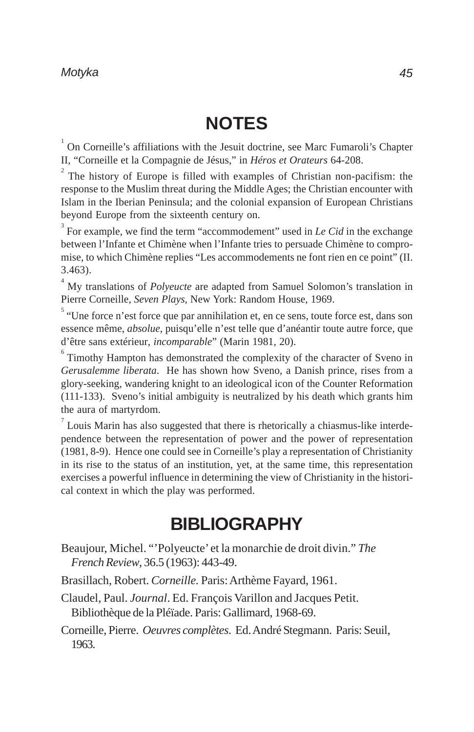## NOTES

[1] On Corneille's affiliations with the Jesuit doctrine, see Marc Fumaroli's Chapter II, "Corneille et la Compagnie de Jésus," in *Héros et Orateurs* 64-208.

[2] The history of Europe is filled with examples of Christian non-pacifism: the response to the Muslim threat during the Middle Ages; the Christian encounter with Islam in the Iberian Peninsula; and the colonial expansion of European Christians beyond Europe from the sixteenth century on.

[3] For example, we find the term "accommodement" used in *Le Cid* in the exchange between l'Infante et Chimène when l'Infante tries to persuade Chimène to compromise, to which Chimène replies "Les accommodements ne font rien en ce point" (II. 3.463).

[4] My translations of *Polyeucte* are adapted from Samuel Solomon's translation in Pierre Corneille, *Seven Plays,* New York: Random House, 1969.

[5] "Une force n'est force que par annihilation et, en ce sens, toute force est, dans son essence même, *absolue*, puisqu'elle n'est telle que d'anéantir toute autre force, que d'être sans extérieur, *incomparable*" (Marin 1981, 20).

[6] Timothy Hampton has demonstrated the complexity of the character of Sveno in *Gerusalemme liberata*. He has shown how Sveno, a Danish prince, rises from a glory-seeking, wandering knight to an ideological icon of the Counter Reformation (111-133). Sveno's initial ambiguity is neutralized by his death which grants him the aura of martyrdom.

[7] Louis Marin has also suggested that there is rhetorically a chiasmus-like interdependence between the representation of power and the power of representation (1981, 8-9). Hence one could see in Corneille's play a representation of Christianity in its rise to the status of an institution, yet, at the same time, this representation exercises a powerful influence in determining the view of Christianity in the historical context in which the play was performed.

## BIBLIOGRAPHY

Beaujour, Michel. "'Polyeucte' et la monarchie de droit divin." *The French Review*, 36.5 (1963): 443-49.

Brasillach, Robert. *Corneille.* Paris: Arthème Fayard, 1961.

Claudel, Paul. *Journal*. Ed. François Varillon and Jacques Petit. Bibliothèque de la Pléïade. Paris: Gallimard, 1968-69.

Corneille, Pierre. *Oeuvres complètes.* Ed. André Stegmann. Paris: Seuil, 1963.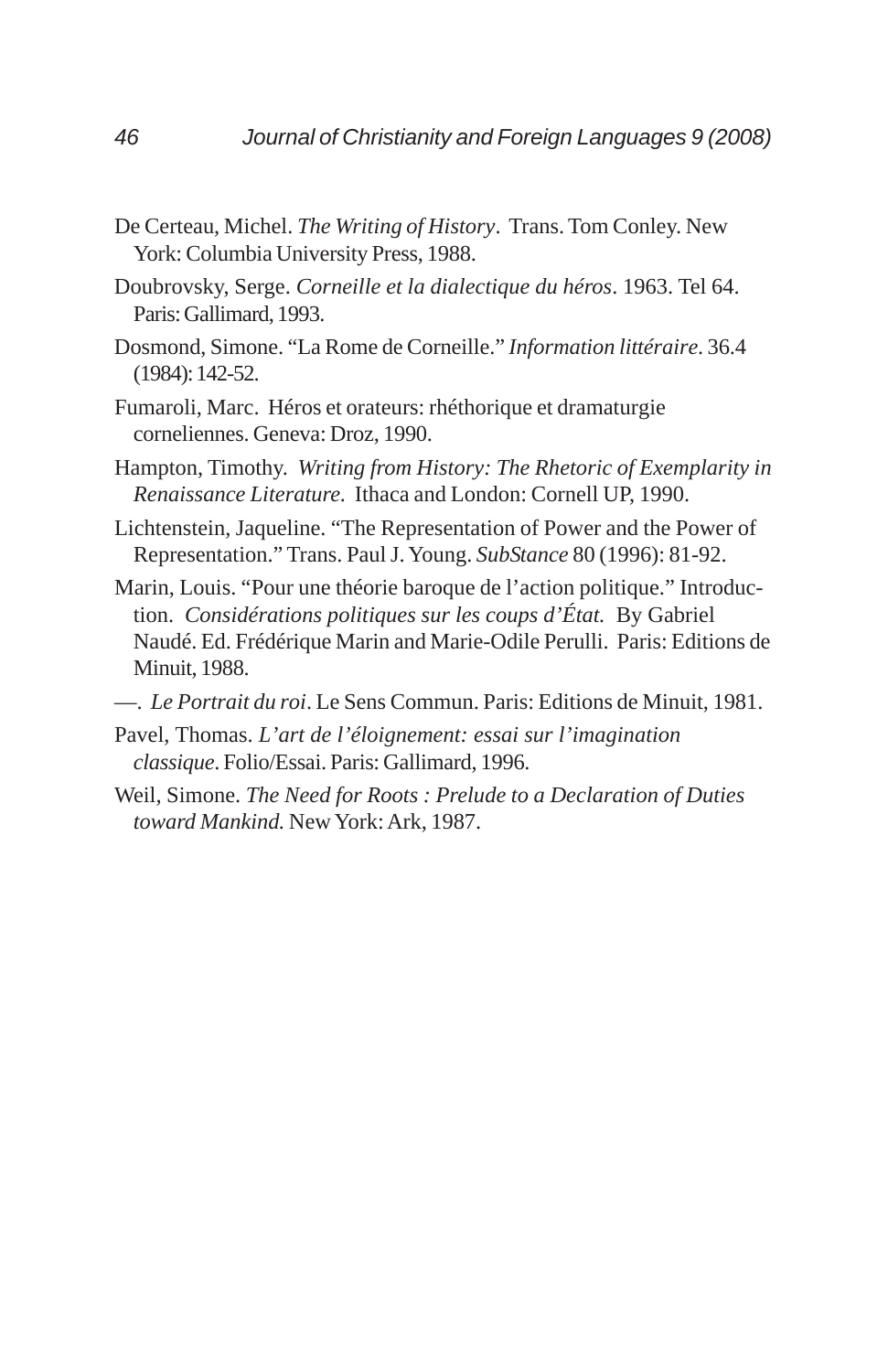De Certeau, Michel. *The Writing of History*. Trans. Tom Conley. New York: Columbia University Press, 1988.

Doubrovsky, Serge. *Corneille et la dialectique du héros*. 1963. Tel 64. Paris: Gallimard, 1993.

Dosmond, Simone. "La Rome de Corneille." *Information littéraire*. 36.4 (1984): 142-52.

Fumaroli, Marc. Héros et orateurs: rhéthorique et dramaturgie corneliennes. Geneva: Droz, 1990.

Hampton, Timothy. *Writing from History: The Rhetoric of Exemplarity in Renaissance Literature.* Ithaca and London: Cornell UP, 1990.

Lichtenstein, Jaqueline. "The Representation of Power and the Power of Representation." Trans. Paul J. Young. *SubStance* 80 (1996): 81-92.

Marin, Louis. "Pour une théorie baroque de l'action politique." Introduction. *Considérations politiques sur les coups d'État.* By Gabriel Naudé. Ed. Frédérique Marin and Marie-Odile Perulli. Paris: Editions de Minuit, 1988.

—. *Le Portrait du roi*. Le Sens Commun. Paris: Editions de Minuit, 1981.

Pavel, Thomas. *L'art de l'éloignement: essai sur l'imagination classique*. Folio/Essai. Paris: Gallimard, 1996.

Weil, Simone. *The Need for Roots : Prelude to a Declaration of Duties toward Mankind.* New York: Ark, 1987.